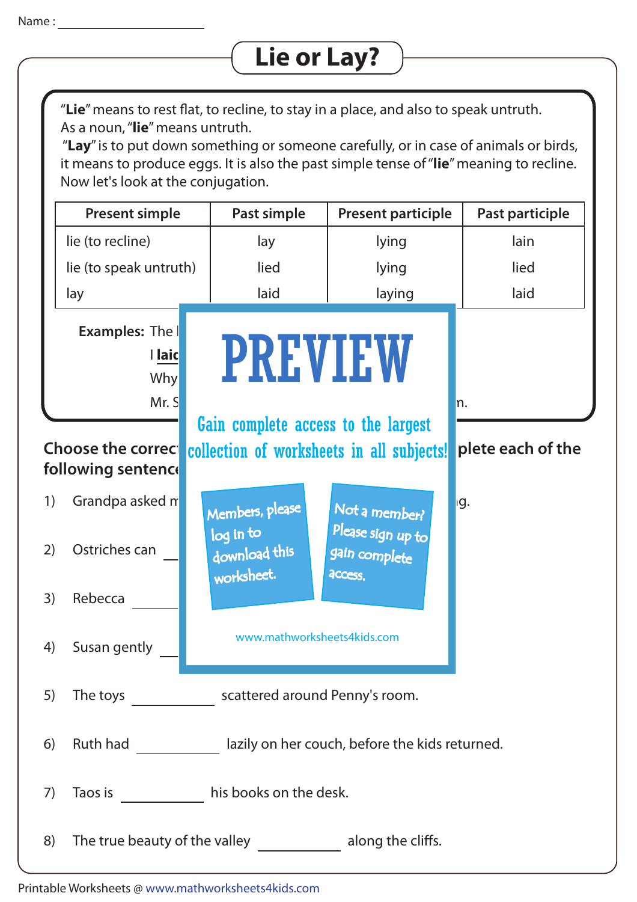Name : ____________________

# Lie or Lay?

"**Lie**" means to rest flat, to recline, to stay in a place, and also to speak untruth. As a noun, "**lie**" means untruth.
"**Lay**" is to put down something or someone carefully, or in case of animals or birds, it means to produce eggs. It is also the past simple tense of "**lie**" meaning to recline. Now let's look at the conjugation.

| Present simple | Past simple | Present participle | Past participle |
|---|---|---|---|
| lie (to recline) | lay | lying | lain |
| lie (to speak untruth) | lied | lying | lied |
| lay | laid | laying | laid |

**Examples:** The l

I **laic**

Why

Mr. S ... n.

PREVIEW

Gain complete access to the largest collection of worksheets in all subjects!

Members, please log in to download this worksheet.

Not a member? Please sign up to gain complete access.

www.mathworksheets4kids.com

**Choose the correc... plete each of the following sentence...**

1) Grandpa asked m ... g.

2) Ostriches can ____

3) Rebecca ____

4) Susan gently ____

5) The toys __________ scattered around Penny's room.

6) Ruth had __________ lazily on her couch, before the kids returned.

7) Taos is __________ his books on the desk.

8) The true beauty of the valley __________ along the cliffs.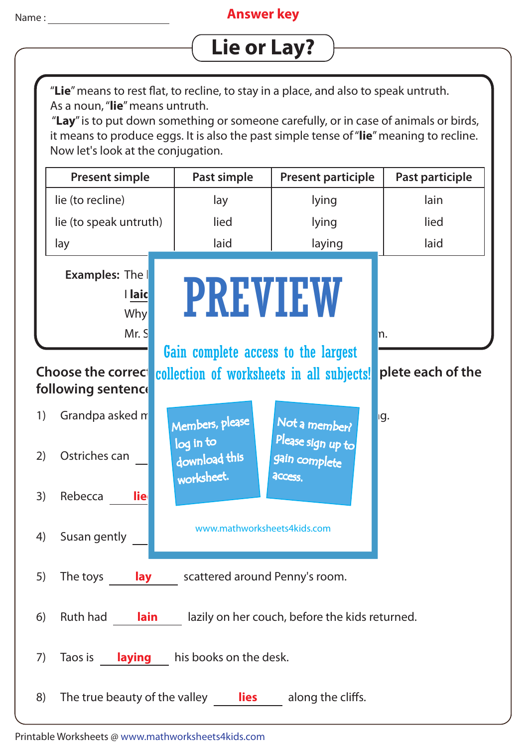Name : ____________________

**Answer key**

# Lie or Lay?

"**Lie**" means to rest flat, to recline, to stay in a place, and also to speak untruth.
As a noun, "**lie**" means untruth.
"**Lay**" is to put down something or someone carefully, or in case of animals or birds, it means to produce eggs. It is also the past simple tense of "**lie**" meaning to recline.
Now let's look at the conjugation.

| Present simple | Past simple | Present participle | Past participle |
|---|---|---|---|
| lie (to recline) | lay | lying | lain |
| lie (to speak untruth) | lied | lying | lied |
| lay | laid | laying | laid |

**Examples:** The l

I **laid**

Why

Mr. S ... n.

PREVIEW

Gain complete access to the largest collection of worksheets in all subjects!

Members, please log in to download this worksheet.

Not a member? Please sign up to gain complete access.

www.mathworksheets4kids.com

**Choose the correct ... plete each of the following sentence**

1) Grandpa asked m ... g.

2) Ostriches can ____

3) Rebecca ____lie____

4) Susan gently ____

5) The toys ____**lay**____ scattered around Penny's room.

6) Ruth had ____**lain**____ lazily on her couch, before the kids returned.

7) Taos is ____**laying**____ his books on the desk.

8) The true beauty of the valley ____**lies**____ along the cliffs.

Printable Worksheets @ www.mathworksheets4kids.com